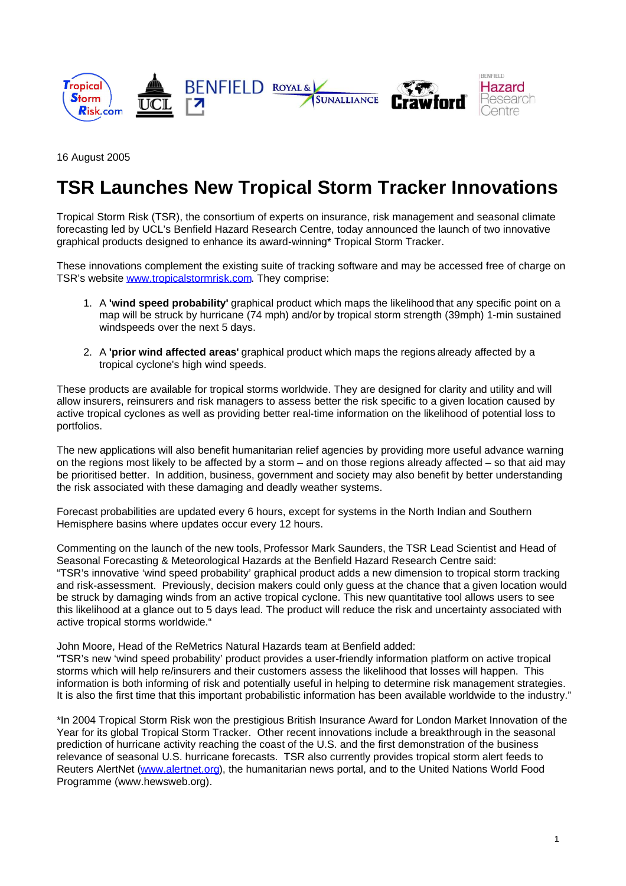16 August 2005

# TSR Launches New Tropical Storm Tracker Innovations

Tropical Storm Risk (TSR), the consortium of experts on insurance, risk management and seasonal climate forecasting led by UCL's Benfield Hazard Research Centre, today announced the launch of two innovative graphical products designed to enhance its award-winning* Tropical Storm Tracker.

These innovations complement the existing suite of tracking software and may be accessed free of charge on TSR's website www.tropicalstormrisk.com. They comprise:

1. A **'wind speed probability'** graphical product which maps the likelihood that any specific point on a map will be struck by hurricane (74 mph) and/or by tropical storm strength (39mph) 1-min sustained windspeeds over the next 5 days.

2. A **'prior wind affected areas'** graphical product which maps the regions already affected by a tropical cyclone's high wind speeds.

These products are available for tropical storms worldwide. They are designed for clarity and utility and will allow insurers, reinsurers and risk managers to assess better the risk specific to a given location caused by active tropical cyclones as well as providing better real-time information on the likelihood of potential loss to portfolios.

The new applications will also benefit humanitarian relief agencies by providing more useful advance warning on the regions most likely to be affected by a storm – and on those regions already affected – so that aid may be prioritised better. In addition, business, government and society may also benefit by better understanding the risk associated with these damaging and deadly weather systems.

Forecast probabilities are updated every 6 hours, except for systems in the North Indian and Southern Hemisphere basins where updates occur every 12 hours.

Commenting on the launch of the new tools, Professor Mark Saunders, the TSR Lead Scientist and Head of Seasonal Forecasting & Meteorological Hazards at the Benfield Hazard Research Centre said:
"TSR's innovative 'wind speed probability' graphical product adds a new dimension to tropical storm tracking and risk-assessment. Previously, decision makers could only guess at the chance that a given location would be struck by damaging winds from an active tropical cyclone. This new quantitative tool allows users to see this likelihood at a glance out to 5 days lead. The product will reduce the risk and uncertainty associated with active tropical storms worldwide."

John Moore, Head of the ReMetrics Natural Hazards team at Benfield added:
"TSR's new 'wind speed probability' product provides a user-friendly information platform on active tropical storms which will help re/insurers and their customers assess the likelihood that losses will happen. This information is both informing of risk and potentially useful in helping to determine risk management strategies. It is also the first time that this important probabilistic information has been available worldwide to the industry."

*In 2004 Tropical Storm Risk won the prestigious British Insurance Award for London Market Innovation of the Year for its global Tropical Storm Tracker. Other recent innovations include a breakthrough in the seasonal prediction of hurricane activity reaching the coast of the U.S. and the first demonstration of the business relevance of seasonal U.S. hurricane forecasts. TSR also currently provides tropical storm alert feeds to Reuters AlertNet (www.alertnet.org), the humanitarian news portal, and to the United Nations World Food Programme (www.hewsweb.org).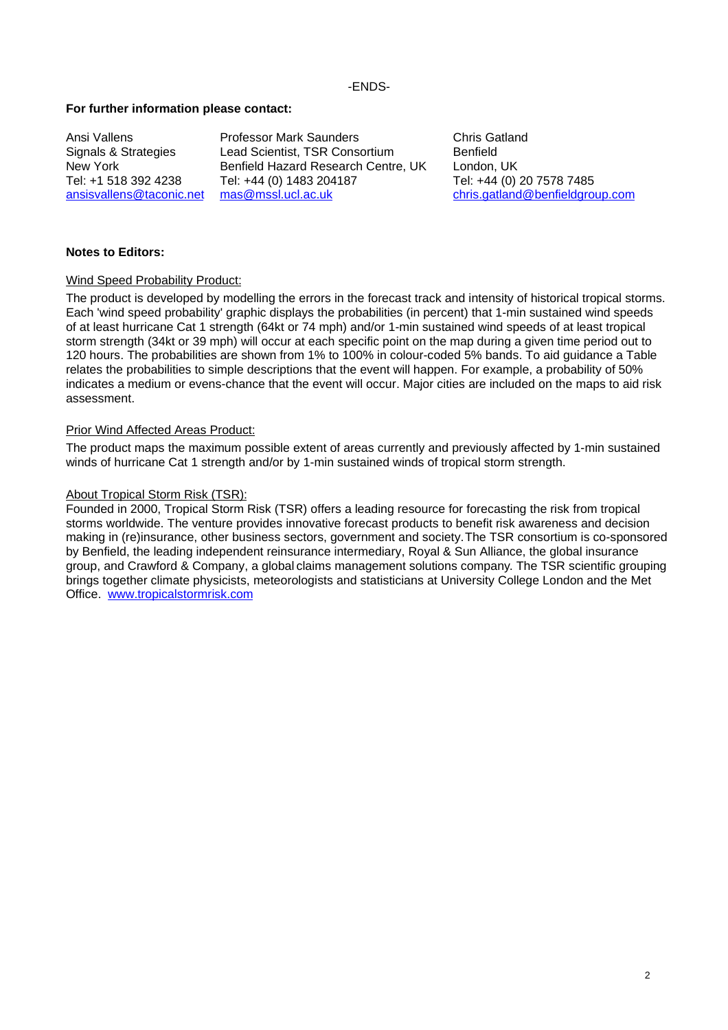-ENDS-

**For further information please contact:**

Ansi Vallens
Signals & Strategies
New York
Tel: +1 518 392 4238
ansisvallens@taconic.net

Professor Mark Saunders
Lead Scientist, TSR Consortium
Benfield Hazard Research Centre, UK
Tel: +44 (0) 1483 204187
mas@mssl.ucl.ac.uk

Chris Gatland
Benfield
London, UK
Tel: +44 (0) 20 7578 7485
chris.gatland@benfieldgroup.com

**Notes to Editors:**

Wind Speed Probability Product:

The product is developed by modelling the errors in the forecast track and intensity of historical tropical storms. Each 'wind speed probability' graphic displays the probabilities (in percent) that 1-min sustained wind speeds of at least hurricane Cat 1 strength (64kt or 74 mph) and/or 1-min sustained wind speeds of at least tropical storm strength (34kt or 39 mph) will occur at each specific point on the map during a given time period out to 120 hours. The probabilities are shown from 1% to 100% in colour-coded 5% bands. To aid guidance a Table relates the probabilities to simple descriptions that the event will happen. For example, a probability of 50% indicates a medium or evens-chance that the event will occur. Major cities are included on the maps to aid risk assessment.

Prior Wind Affected Areas Product:

The product maps the maximum possible extent of areas currently and previously affected by 1-min sustained winds of hurricane Cat 1 strength and/or by 1-min sustained winds of tropical storm strength.

About Tropical Storm Risk (TSR):

Founded in 2000, Tropical Storm Risk (TSR) offers a leading resource for forecasting the risk from tropical storms worldwide. The venture provides innovative forecast products to benefit risk awareness and decision making in (re)insurance, other business sectors, government and society. The TSR consortium is co-sponsored by Benfield, the leading independent reinsurance intermediary, Royal & Sun Alliance, the global insurance group, and Crawford & Company, a global claims management solutions company. The TSR scientific grouping brings together climate physicists, meteorologists and statisticians at University College London and the Met Office. www.tropicalstormrisk.com